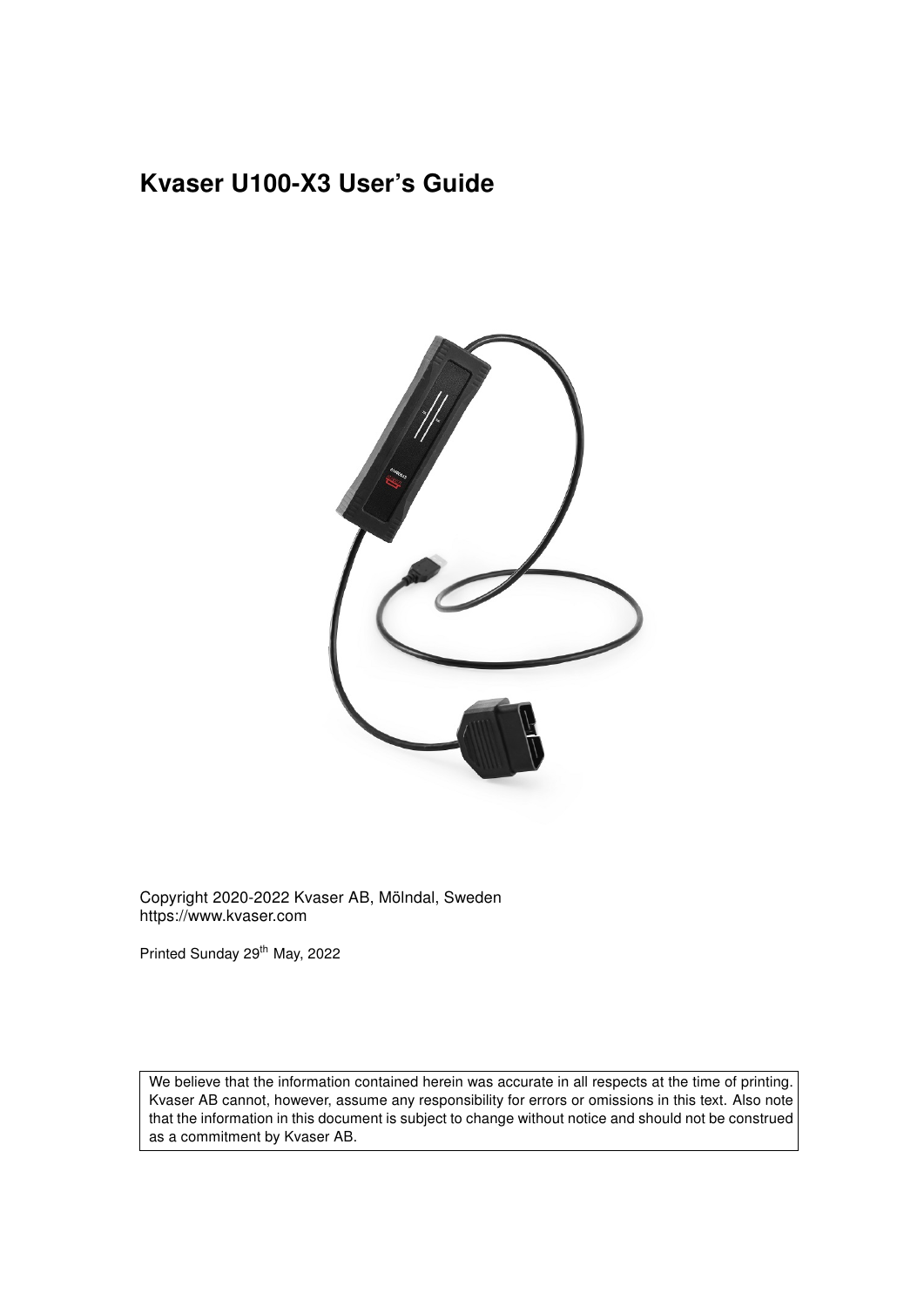# Kvaser U100-X3 User's Guide

Copyright 2020-2022 Kvaser AB, Mölndal, Sweden
https://www.kvaser.com

Printed Sunday 29th May, 2022

We believe that the information contained herein was accurate in all respects at the time of printing. Kvaser AB cannot, however, assume any responsibility for errors or omissions in this text. Also note that the information in this document is subject to change without notice and should not be construed as a commitment by Kvaser AB.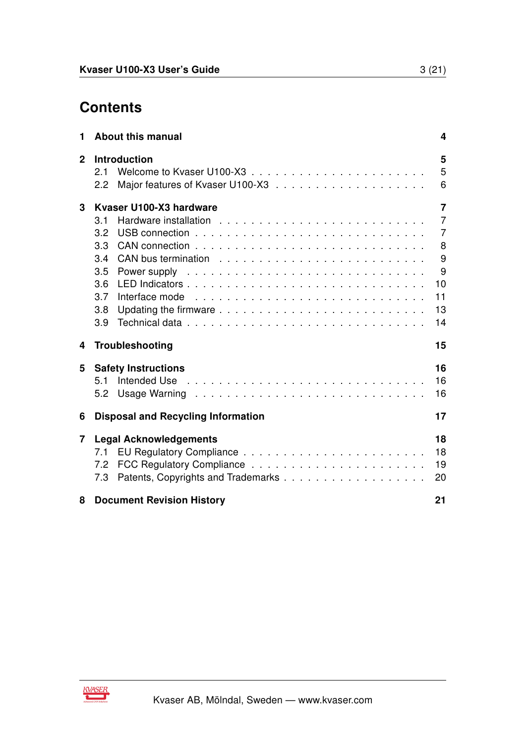# Contents

**1 About this manual** **4**

**2 Introduction** **5**

- 2.1 Welcome to Kvaser U100-X3 . . . . . . . . . . . . . . . . . . . . . 5
- 2.2 Major features of Kvaser U100-X3 . . . . . . . . . . . . . . . . . . 6

**3 Kvaser U100-X3 hardware** **7**

- 3.1 Hardware installation . . . . . . . . . . . . . . . . . . . . . . . . . 7
- 3.2 USB connection . . . . . . . . . . . . . . . . . . . . . . . . . . . . 7
- 3.3 CAN connection . . . . . . . . . . . . . . . . . . . . . . . . . . . . 8
- 3.4 CAN bus termination . . . . . . . . . . . . . . . . . . . . . . . . . 9
- 3.5 Power supply . . . . . . . . . . . . . . . . . . . . . . . . . . . . . 9
- 3.6 LED Indicators . . . . . . . . . . . . . . . . . . . . . . . . . . . . 10
- 3.7 Interface mode . . . . . . . . . . . . . . . . . . . . . . . . . . . . 11
- 3.8 Updating the firmware . . . . . . . . . . . . . . . . . . . . . . . . 13
- 3.9 Technical data . . . . . . . . . . . . . . . . . . . . . . . . . . . . 14

**4 Troubleshooting** **15**

**5 Safety Instructions** **16**

- 5.1 Intended Use . . . . . . . . . . . . . . . . . . . . . . . . . . . . . 16
- 5.2 Usage Warning . . . . . . . . . . . . . . . . . . . . . . . . . . . . 16

**6 Disposal and Recycling Information** **17**

**7 Legal Acknowledgements** **18**

- 7.1 EU Regulatory Compliance . . . . . . . . . . . . . . . . . . . . . . 18
- 7.2 FCC Regulatory Compliance . . . . . . . . . . . . . . . . . . . . . 19
- 7.3 Patents, Copyrights and Trademarks . . . . . . . . . . . . . . . . . 20

**8 Document Revision History** **21**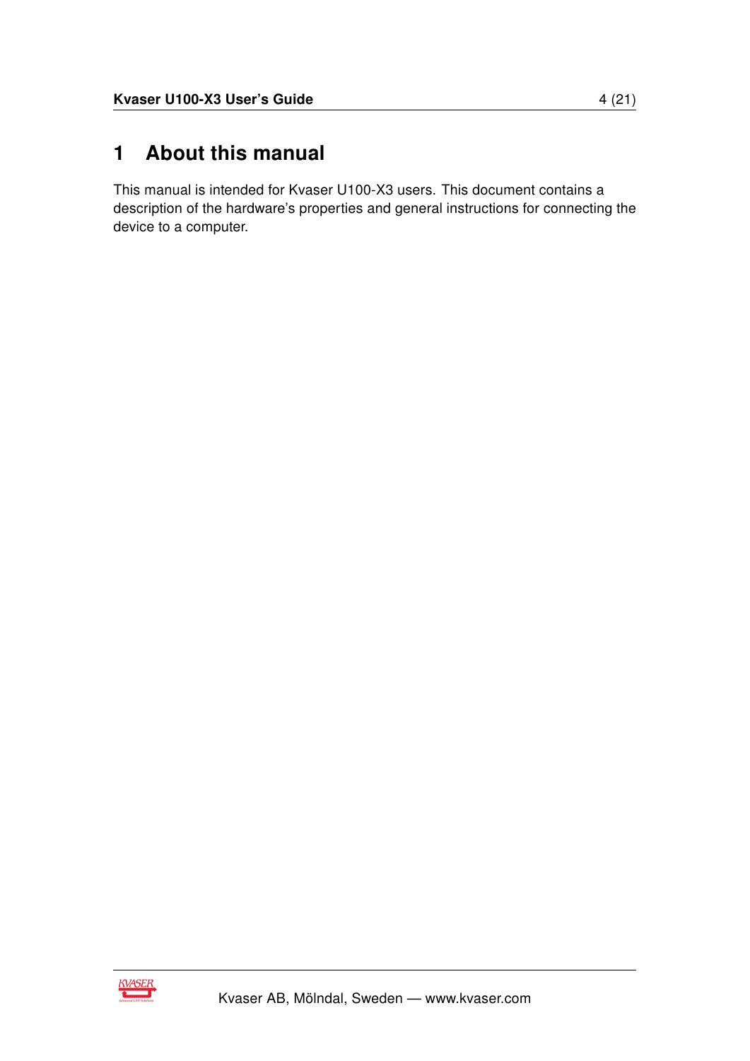# 1 About this manual

This manual is intended for Kvaser U100-X3 users. This document contains a description of the hardware's properties and general instructions for connecting the device to a computer.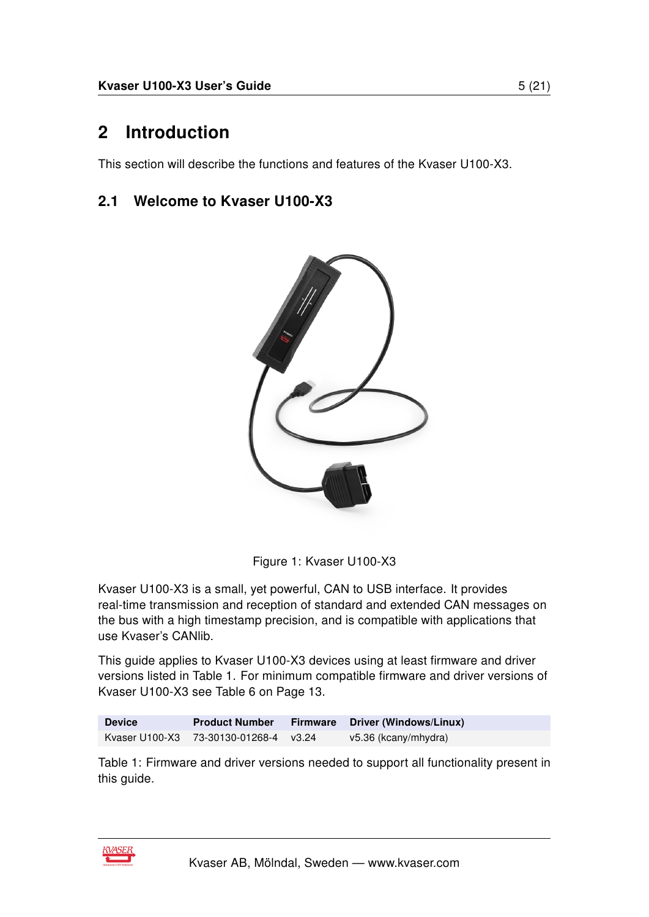# 2 Introduction

This section will describe the functions and features of the Kvaser U100-X3.

## 2.1 Welcome to Kvaser U100-X3

Figure 1: Kvaser U100-X3

Kvaser U100-X3 is a small, yet powerful, CAN to USB interface. It provides real-time transmission and reception of standard and extended CAN messages on the bus with a high timestamp precision, and is compatible with applications that use Kvaser's CANlib.

This guide applies to Kvaser U100-X3 devices using at least firmware and driver versions listed in Table 1. For minimum compatible firmware and driver versions of Kvaser U100-X3 see Table 6 on Page 13.

| Device | Product Number | Firmware | Driver (Windows/Linux) |
|---|---|---|---|
| Kvaser U100-X3 | 73-30130-01268-4 | v3.24 | v5.36 (kcany/mhydra) |

Table 1: Firmware and driver versions needed to support all functionality present in this guide.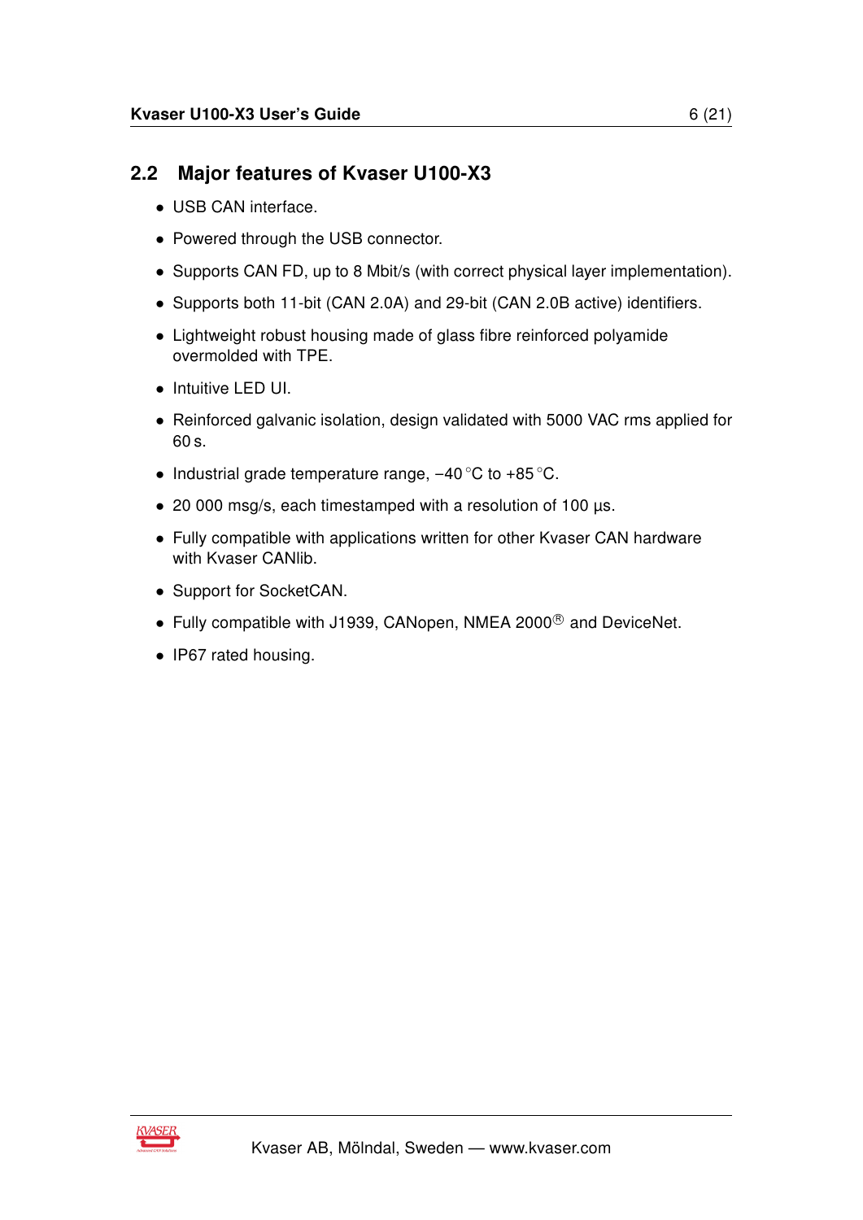## 2.2 Major features of Kvaser U100-X3

- USB CAN interface.
- Powered through the USB connector.
- Supports CAN FD, up to 8 Mbit/s (with correct physical layer implementation).
- Supports both 11-bit (CAN 2.0A) and 29-bit (CAN 2.0B active) identifiers.
- Lightweight robust housing made of glass fibre reinforced polyamide overmolded with TPE.
- Intuitive LED UI.
- Reinforced galvanic isolation, design validated with 5000 VAC rms applied for 60 s.
- Industrial grade temperature range, −40 °C to +85 °C.
- 20 000 msg/s, each timestamped with a resolution of 100 µs.
- Fully compatible with applications written for other Kvaser CAN hardware with Kvaser CANlib.
- Support for SocketCAN.
- Fully compatible with J1939, CANopen, NMEA 2000® and DeviceNet.
- IP67 rated housing.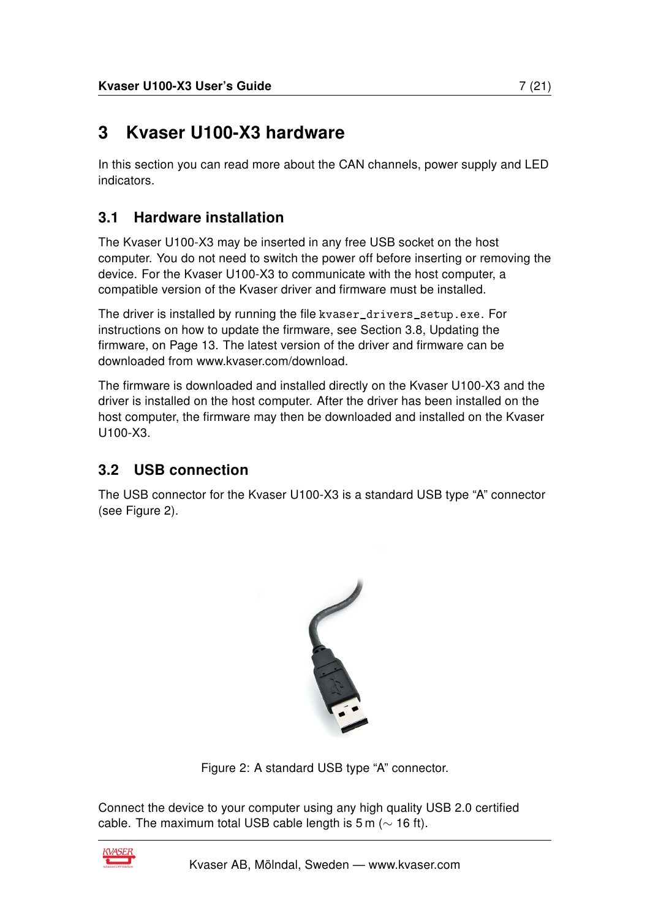# 3 Kvaser U100-X3 hardware

In this section you can read more about the CAN channels, power supply and LED indicators.

## 3.1 Hardware installation

The Kvaser U100-X3 may be inserted in any free USB socket on the host computer. You do not need to switch the power off before inserting or removing the device. For the Kvaser U100-X3 to communicate with the host computer, a compatible version of the Kvaser driver and firmware must be installed.

The driver is installed by running the file `kvaser_drivers_setup.exe`. For instructions on how to update the firmware, see Section 3.8, Updating the firmware, on Page 13. The latest version of the driver and firmware can be downloaded from www.kvaser.com/download.

The firmware is downloaded and installed directly on the Kvaser U100-X3 and the driver is installed on the host computer. After the driver has been installed on the host computer, the firmware may then be downloaded and installed on the Kvaser U100-X3.

## 3.2 USB connection

The USB connector for the Kvaser U100-X3 is a standard USB type "A" connector (see Figure 2).

Figure 2: A standard USB type "A" connector.

Connect the device to your computer using any high quality USB 2.0 certified cable. The maximum total USB cable length is 5 m ($\sim$ 16 ft).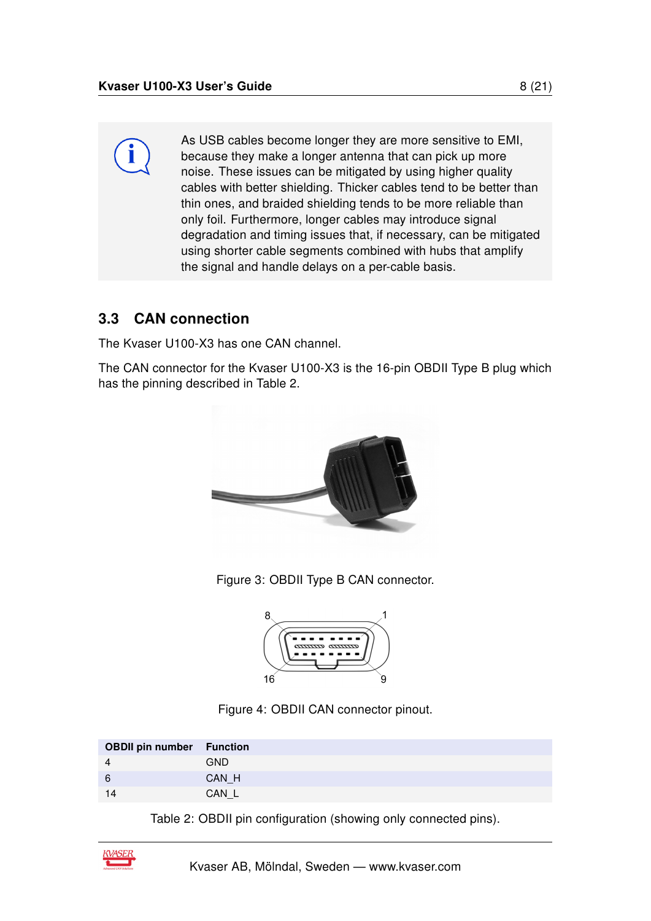As USB cables become longer they are more sensitive to EMI, because they make a longer antenna that can pick up more noise. These issues can be mitigated by using higher quality cables with better shielding. Thicker cables tend to be better than thin ones, and braided shielding tends to be more reliable than only foil. Furthermore, longer cables may introduce signal degradation and timing issues that, if necessary, can be mitigated using shorter cable segments combined with hubs that amplify the signal and handle delays on a per-cable basis.

## 3.3 CAN connection

The Kvaser U100-X3 has one CAN channel.

The CAN connector for the Kvaser U100-X3 is the 16-pin OBDII Type B plug which has the pinning described in Table 2.

Figure 3: OBDII Type B CAN connector.

Figure 4: OBDII CAN connector pinout.

| OBDII pin number | Function |
|---|---|
| 4 | GND |
| 6 | CAN_H |
| 14 | CAN_L |

Table 2: OBDII pin configuration (showing only connected pins).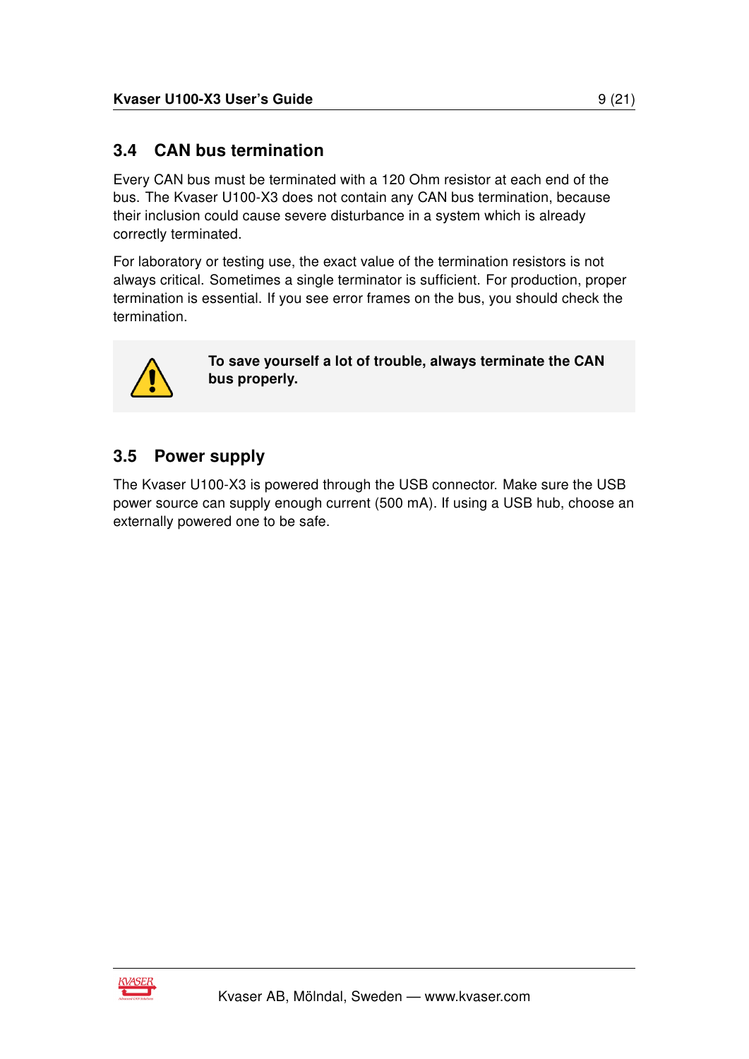## 3.4 CAN bus termination

Every CAN bus must be terminated with a 120 Ohm resistor at each end of the bus. The Kvaser U100-X3 does not contain any CAN bus termination, because their inclusion could cause severe disturbance in a system which is already correctly terminated.

For laboratory or testing use, the exact value of the termination resistors is not always critical. Sometimes a single terminator is sufficient. For production, proper termination is essential. If you see error frames on the bus, you should check the termination.

**To save yourself a lot of trouble, always terminate the CAN bus properly.**

## 3.5 Power supply

The Kvaser U100-X3 is powered through the USB connector. Make sure the USB power source can supply enough current (500 mA). If using a USB hub, choose an externally powered one to be safe.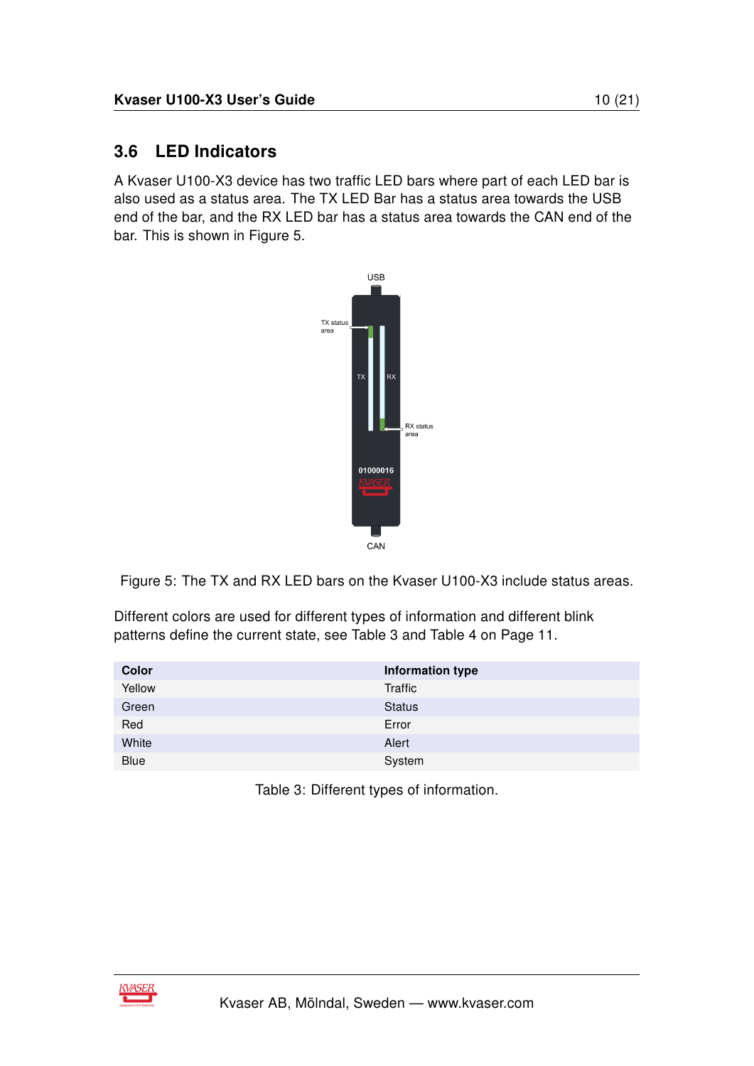## 3.6 LED Indicators

A Kvaser U100-X3 device has two traffic LED bars where part of each LED bar is also used as a status area. The TX LED Bar has a status area towards the USB end of the bar, and the RX LED bar has a status area towards the CAN end of the bar. This is shown in Figure 5.

Figure 5: The TX and RX LED bars on the Kvaser U100-X3 include status areas.

Different colors are used for different types of information and different blink patterns define the current state, see Table 3 and Table 4 on Page 11.

| Color | Information type |
|---|---|
| Yellow | Traffic |
| Green | Status |
| Red | Error |
| White | Alert |
| Blue | System |

Table 3: Different types of information.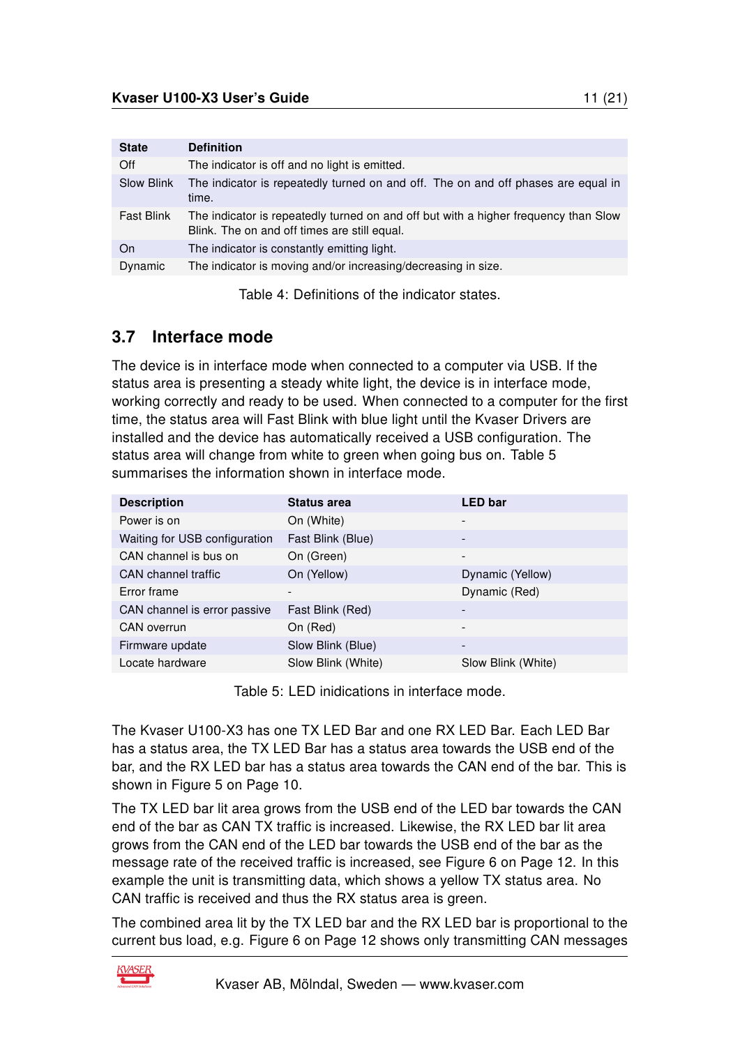| State | Definition |
|---|---|
| Off | The indicator is off and no light is emitted. |
| Slow Blink | The indicator is repeatedly turned on and off. The on and off phases are equal in time. |
| Fast Blink | The indicator is repeatedly turned on and off but with a higher frequency than Slow Blink. The on and off times are still equal. |
| On | The indicator is constantly emitting light. |
| Dynamic | The indicator is moving and/or increasing/decreasing in size. |

Table 4: Definitions of the indicator states.

## 3.7 Interface mode

The device is in interface mode when connected to a computer via USB. If the status area is presenting a steady white light, the device is in interface mode, working correctly and ready to be used. When connected to a computer for the first time, the status area will Fast Blink with blue light until the Kvaser Drivers are installed and the device has automatically received a USB configuration. The status area will change from white to green when going bus on. Table 5 summarises the information shown in interface mode.

| Description | Status area | LED bar |
|---|---|---|
| Power is on | On (White) | - |
| Waiting for USB configuration | Fast Blink (Blue) | - |
| CAN channel is bus on | On (Green) | - |
| CAN channel traffic | On (Yellow) | Dynamic (Yellow) |
| Error frame | - | Dynamic (Red) |
| CAN channel is error passive | Fast Blink (Red) | - |
| CAN overrun | On (Red) | - |
| Firmware update | Slow Blink (Blue) | - |
| Locate hardware | Slow Blink (White) | Slow Blink (White) |

Table 5: LED inidications in interface mode.

The Kvaser U100-X3 has one TX LED Bar and one RX LED Bar. Each LED Bar has a status area, the TX LED Bar has a status area towards the USB end of the bar, and the RX LED bar has a status area towards the CAN end of the bar. This is shown in Figure 5 on Page 10.

The TX LED bar lit area grows from the USB end of the LED bar towards the CAN end of the bar as CAN TX traffic is increased. Likewise, the RX LED bar lit area grows from the CAN end of the LED bar towards the USB end of the bar as the message rate of the received traffic is increased, see Figure 6 on Page 12. In this example the unit is transmitting data, which shows a yellow TX status area. No CAN traffic is received and thus the RX status area is green.

The combined area lit by the TX LED bar and the RX LED bar is proportional to the current bus load, e.g. Figure 6 on Page 12 shows only transmitting CAN messages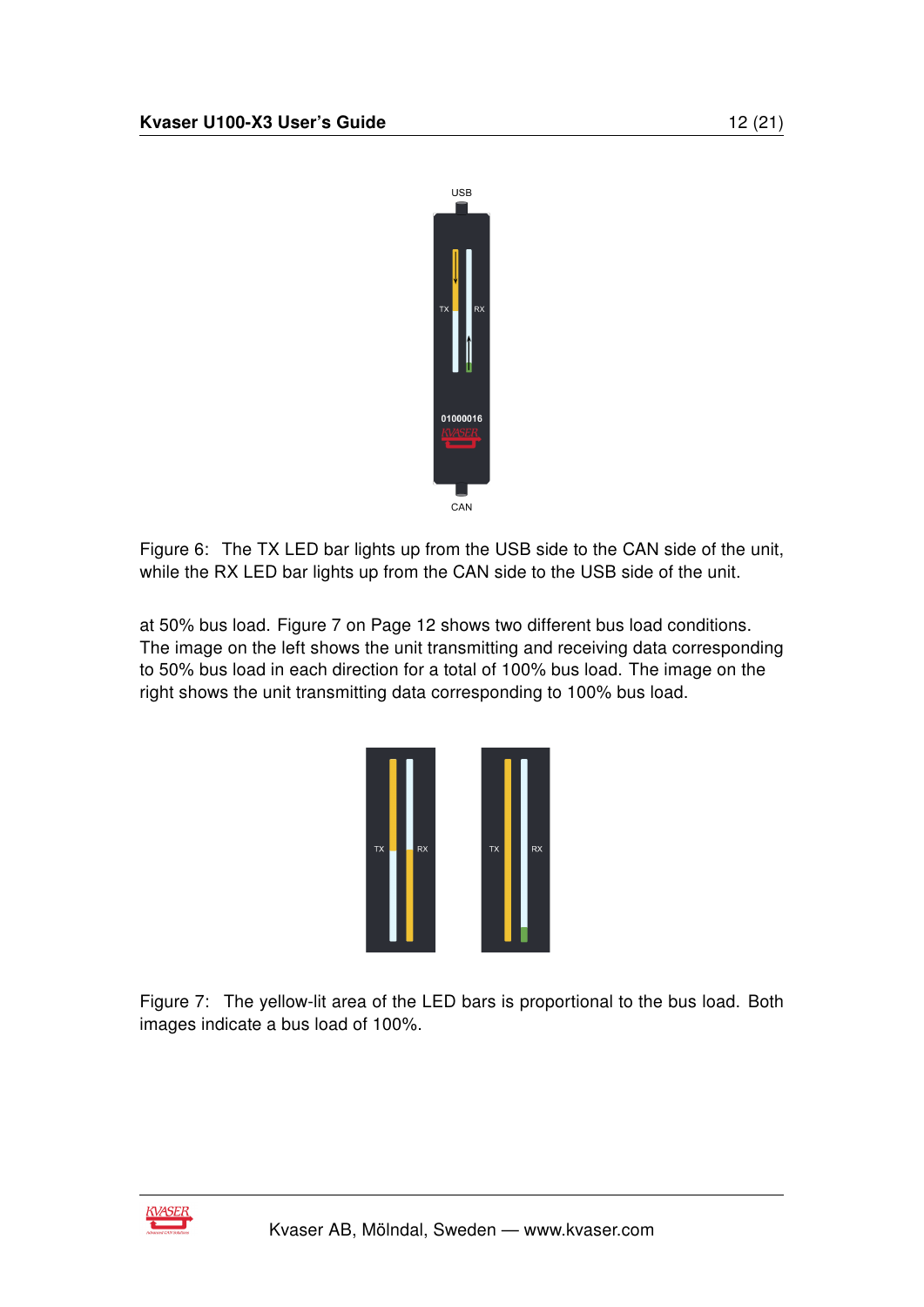Figure 6: The TX LED bar lights up from the USB side to the CAN side of the unit, while the RX LED bar lights up from the CAN side to the USB side of the unit.

at 50% bus load. Figure 7 on Page 12 shows two different bus load conditions. The image on the left shows the unit transmitting and receiving data corresponding to 50% bus load in each direction for a total of 100% bus load. The image on the right shows the unit transmitting data corresponding to 100% bus load.

Figure 7: The yellow-lit area of the LED bars is proportional to the bus load. Both images indicate a bus load of 100%.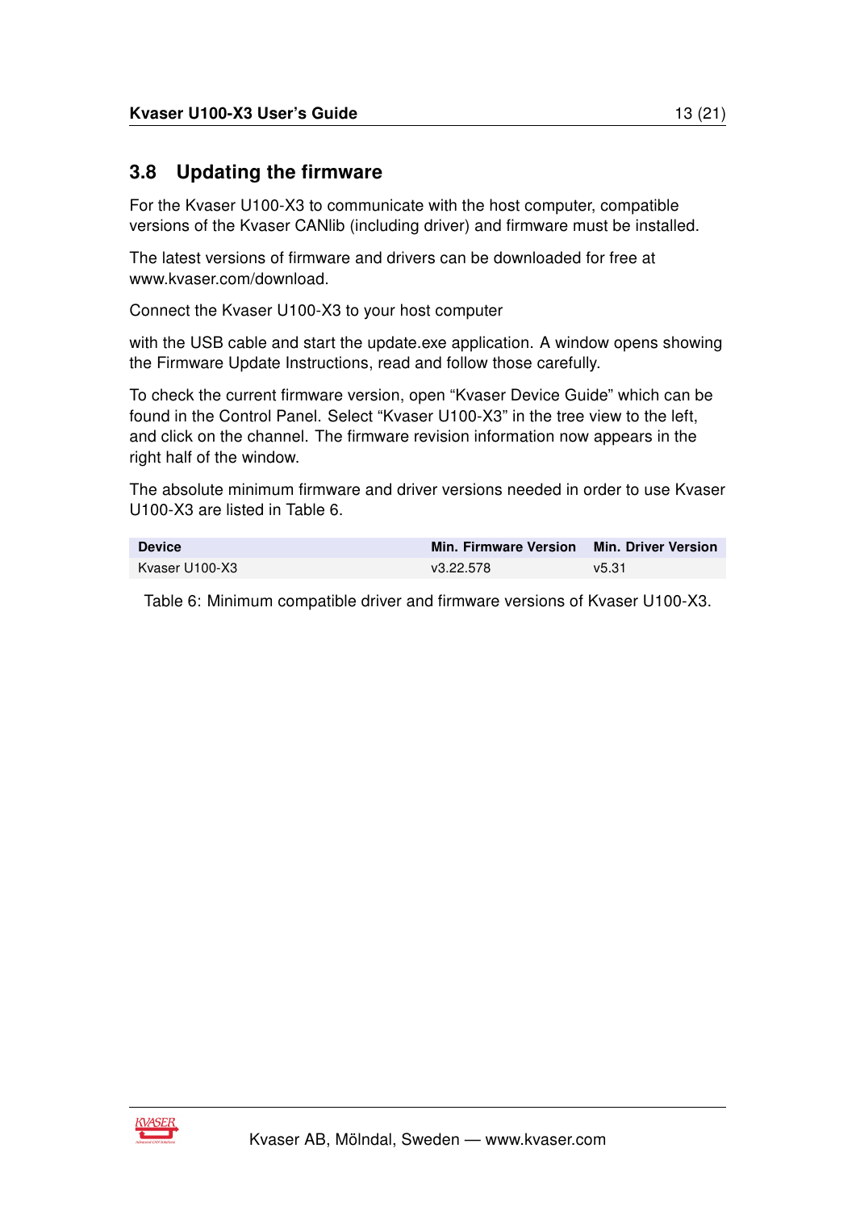## 3.8 Updating the firmware

For the Kvaser U100-X3 to communicate with the host computer, compatible versions of the Kvaser CANlib (including driver) and firmware must be installed.

The latest versions of firmware and drivers can be downloaded for free at www.kvaser.com/download.

Connect the Kvaser U100-X3 to your host computer

with the USB cable and start the update.exe application. A window opens showing the Firmware Update Instructions, read and follow those carefully.

To check the current firmware version, open “Kvaser Device Guide” which can be found in the Control Panel. Select “Kvaser U100-X3” in the tree view to the left, and click on the channel. The firmware revision information now appears in the right half of the window.

The absolute minimum firmware and driver versions needed in order to use Kvaser U100-X3 are listed in Table 6.

| Device | Min. Firmware Version | Min. Driver Version |
|---|---|---|
| Kvaser U100-X3 | v3.22.578 | v5.31 |

Table 6: Minimum compatible driver and firmware versions of Kvaser U100-X3.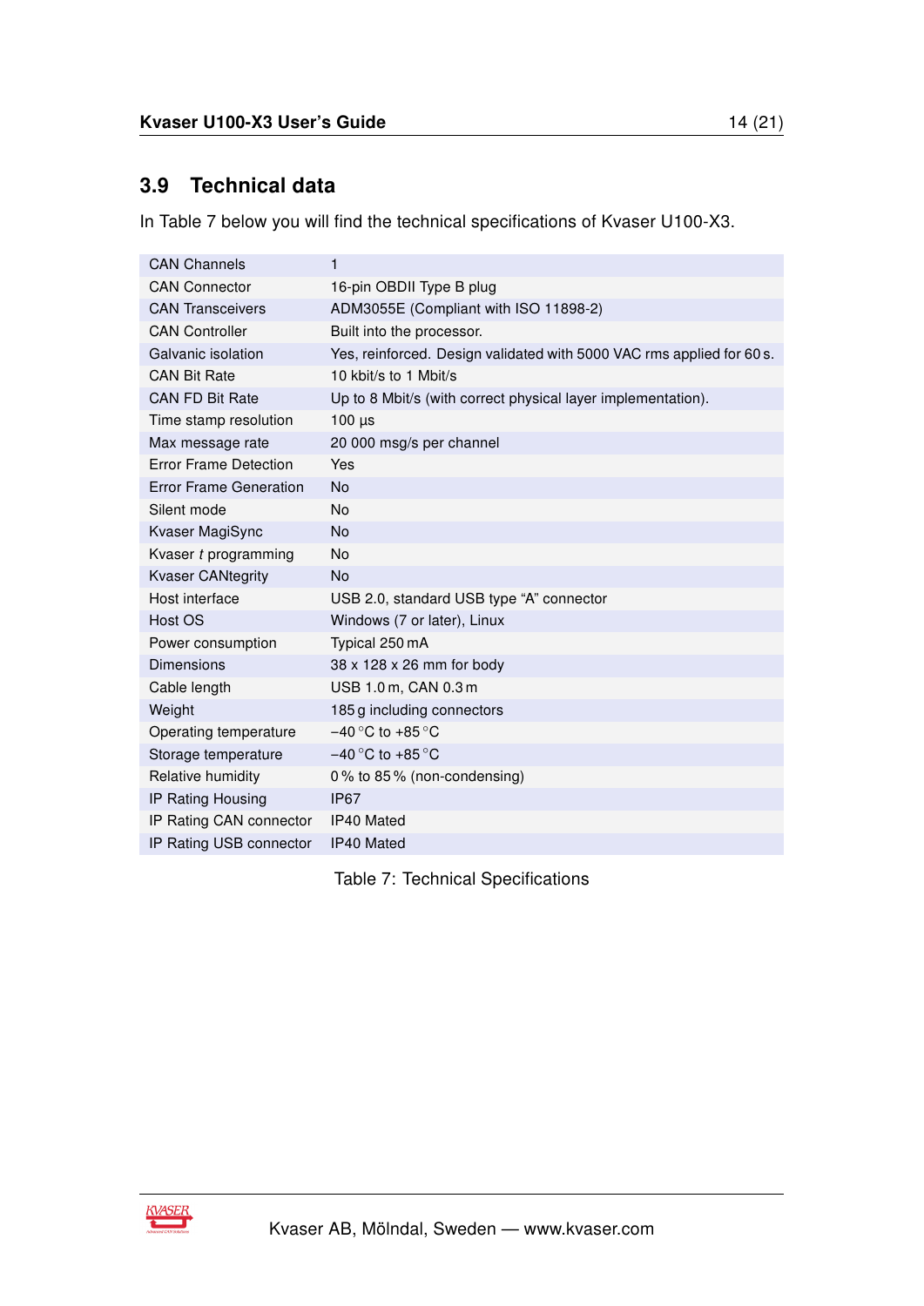## 3.9 Technical data

In Table 7 below you will find the technical specifications of Kvaser U100-X3.

| | |
|---|---|
| CAN Channels | 1 |
| CAN Connector | 16-pin OBDII Type B plug |
| CAN Transceivers | ADM3055E (Compliant with ISO 11898-2) |
| CAN Controller | Built into the processor. |
| Galvanic isolation | Yes, reinforced. Design validated with 5000 VAC rms applied for 60 s. |
| CAN Bit Rate | 10 kbit/s to 1 Mbit/s |
| CAN FD Bit Rate | Up to 8 Mbit/s (with correct physical layer implementation). |
| Time stamp resolution | 100 µs |
| Max message rate | 20 000 msg/s per channel |
| Error Frame Detection | Yes |
| Error Frame Generation | No |
| Silent mode | No |
| Kvaser MagiSync | No |
| Kvaser *t* programming | No |
| Kvaser CANtegrity | No |
| Host interface | USB 2.0, standard USB type "A" connector |
| Host OS | Windows (7 or later), Linux |
| Power consumption | Typical 250 mA |
| Dimensions | 38 x 128 x 26 mm for body |
| Cable length | USB 1.0 m, CAN 0.3 m |
| Weight | 185 g including connectors |
| Operating temperature | −40 °C to +85 °C |
| Storage temperature | −40 °C to +85 °C |
| Relative humidity | 0 % to 85 % (non-condensing) |
| IP Rating Housing | IP67 |
| IP Rating CAN connector | IP40 Mated |
| IP Rating USB connector | IP40 Mated |

Table 7: Technical Specifications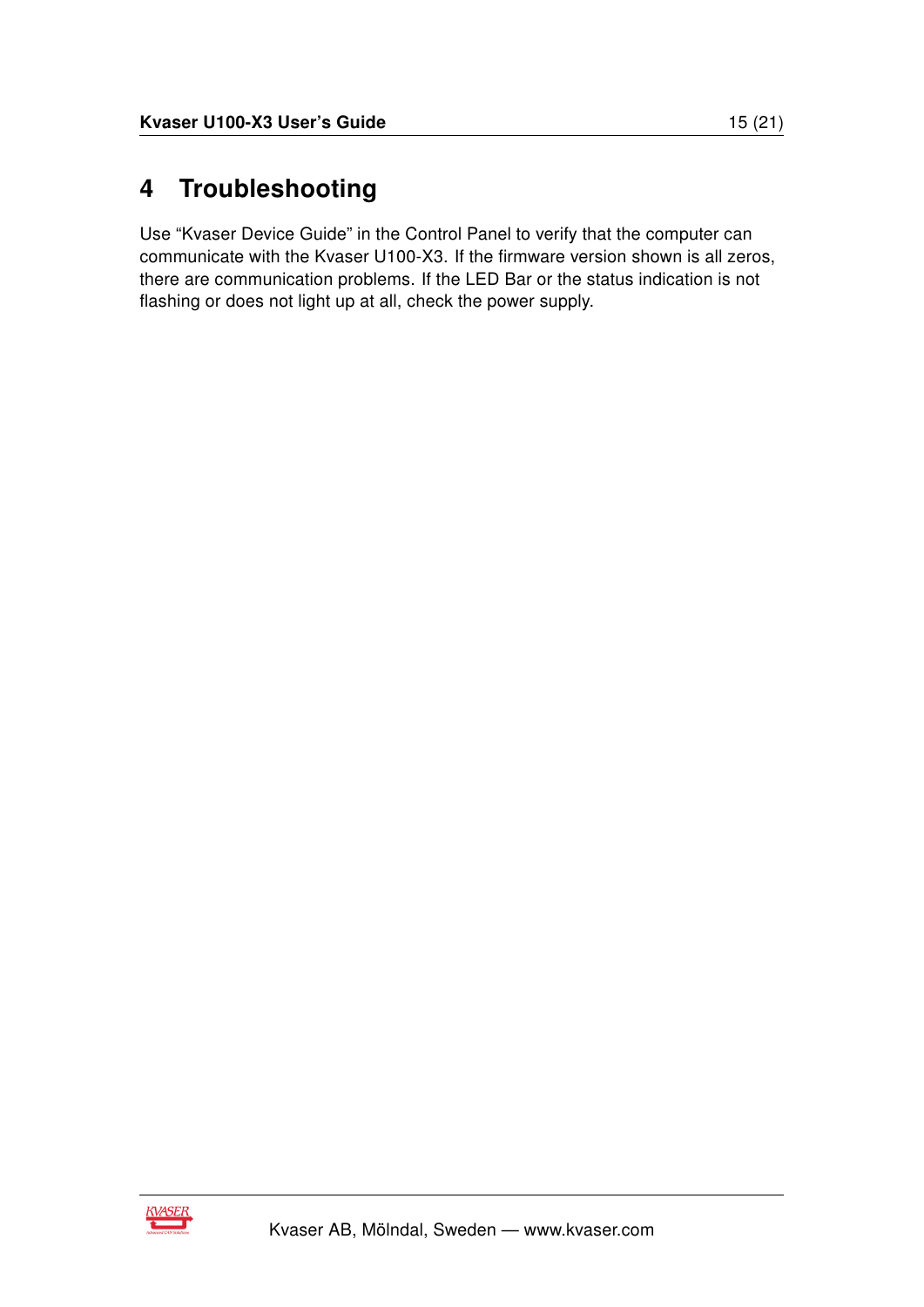# 4 Troubleshooting

Use “Kvaser Device Guide” in the Control Panel to verify that the computer can communicate with the Kvaser U100-X3. If the firmware version shown is all zeros, there are communication problems. If the LED Bar or the status indication is not flashing or does not light up at all, check the power supply.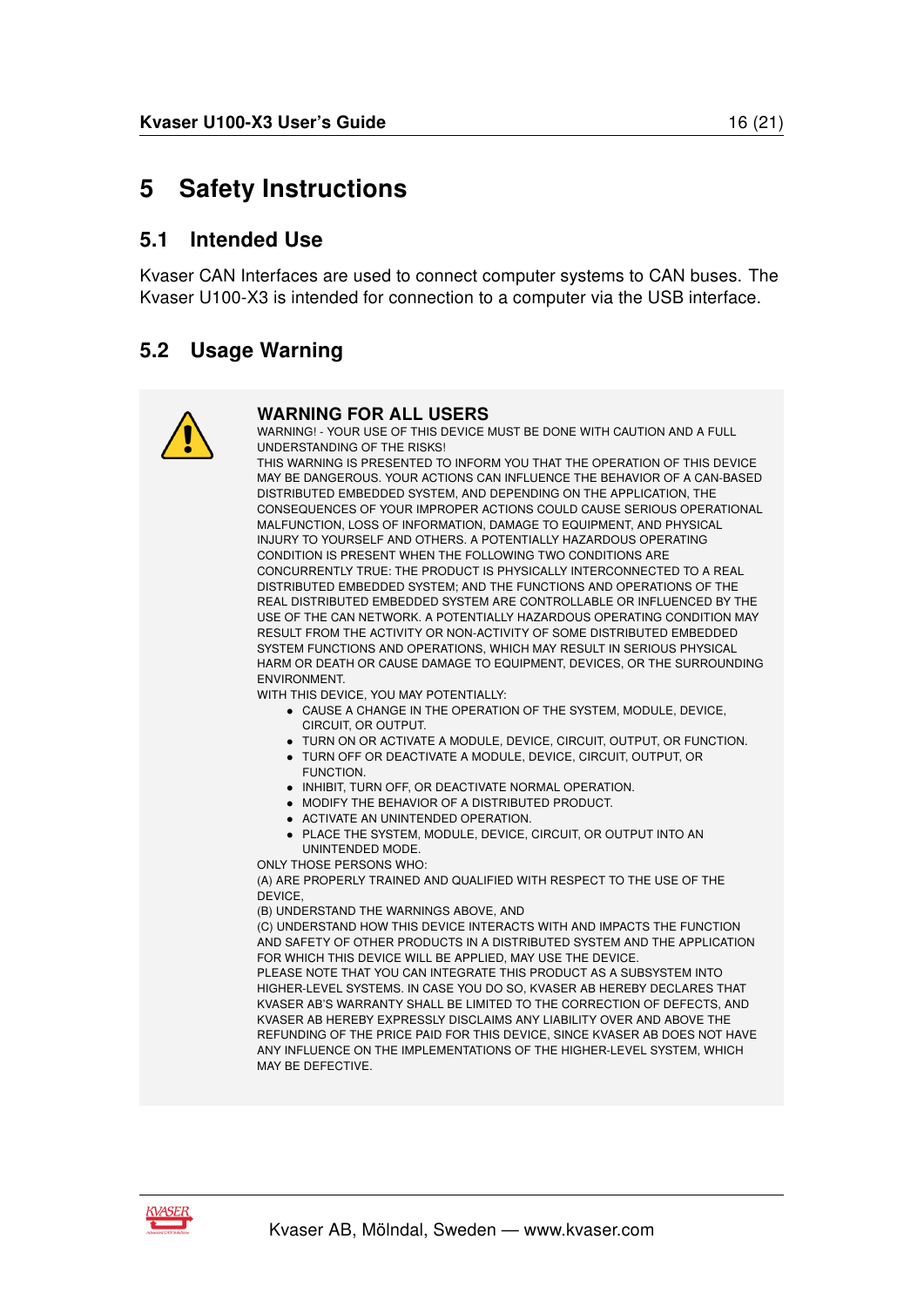# 5 Safety Instructions

## 5.1 Intended Use

Kvaser CAN Interfaces are used to connect computer systems to CAN buses. The Kvaser U100-X3 is intended for connection to a computer via the USB interface.

## 5.2 Usage Warning

### WARNING FOR ALL USERS

WARNING! - YOUR USE OF THIS DEVICE MUST BE DONE WITH CAUTION AND A FULL UNDERSTANDING OF THE RISKS!

THIS WARNING IS PRESENTED TO INFORM YOU THAT THE OPERATION OF THIS DEVICE MAY BE DANGEROUS. YOUR ACTIONS CAN INFLUENCE THE BEHAVIOR OF A CAN-BASED DISTRIBUTED EMBEDDED SYSTEM, AND DEPENDING ON THE APPLICATION, THE CONSEQUENCES OF YOUR IMPROPER ACTIONS COULD CAUSE SERIOUS OPERATIONAL MALFUNCTION, LOSS OF INFORMATION, DAMAGE TO EQUIPMENT, AND PHYSICAL INJURY TO YOURSELF AND OTHERS. A POTENTIALLY HAZARDOUS OPERATING CONDITION IS PRESENT WHEN THE FOLLOWING TWO CONDITIONS ARE CONCURRENTLY TRUE: THE PRODUCT IS PHYSICALLY INTERCONNECTED TO A REAL DISTRIBUTED EMBEDDED SYSTEM; AND THE FUNCTIONS AND OPERATIONS OF THE REAL DISTRIBUTED EMBEDDED SYSTEM ARE CONTROLLABLE OR INFLUENCED BY THE USE OF THE CAN NETWORK. A POTENTIALLY HAZARDOUS OPERATING CONDITION MAY RESULT FROM THE ACTIVITY OR NON-ACTIVITY OF SOME DISTRIBUTED EMBEDDED SYSTEM FUNCTIONS AND OPERATIONS, WHICH MAY RESULT IN SERIOUS PHYSICAL HARM OR DEATH OR CAUSE DAMAGE TO EQUIPMENT, DEVICES, OR THE SURROUNDING ENVIRONMENT.

WITH THIS DEVICE, YOU MAY POTENTIALLY:

- CAUSE A CHANGE IN THE OPERATION OF THE SYSTEM, MODULE, DEVICE, CIRCUIT, OR OUTPUT.
- TURN ON OR ACTIVATE A MODULE, DEVICE, CIRCUIT, OUTPUT, OR FUNCTION.
- TURN OFF OR DEACTIVATE A MODULE, DEVICE, CIRCUIT, OUTPUT, OR FUNCTION.
- INHIBIT, TURN OFF, OR DEACTIVATE NORMAL OPERATION.
- MODIFY THE BEHAVIOR OF A DISTRIBUTED PRODUCT.
- ACTIVATE AN UNINTENDED OPERATION.
- PLACE THE SYSTEM, MODULE, DEVICE, CIRCUIT, OR OUTPUT INTO AN UNINTENDED MODE.

ONLY THOSE PERSONS WHO:

(A) ARE PROPERLY TRAINED AND QUALIFIED WITH RESPECT TO THE USE OF THE DEVICE,

(B) UNDERSTAND THE WARNINGS ABOVE, AND

(C) UNDERSTAND HOW THIS DEVICE INTERACTS WITH AND IMPACTS THE FUNCTION AND SAFETY OF OTHER PRODUCTS IN A DISTRIBUTED SYSTEM AND THE APPLICATION FOR WHICH THIS DEVICE WILL BE APPLIED, MAY USE THE DEVICE.

PLEASE NOTE THAT YOU CAN INTEGRATE THIS PRODUCT AS A SUBSYSTEM INTO HIGHER-LEVEL SYSTEMS. IN CASE YOU DO SO, KVASER AB HEREBY DECLARES THAT KVASER AB'S WARRANTY SHALL BE LIMITED TO THE CORRECTION OF DEFECTS, AND KVASER AB HEREBY EXPRESSLY DISCLAIMS ANY LIABILITY OVER AND ABOVE THE REFUNDING OF THE PRICE PAID FOR THIS DEVICE, SINCE KVASER AB DOES NOT HAVE ANY INFLUENCE ON THE IMPLEMENTATIONS OF THE HIGHER-LEVEL SYSTEM, WHICH MAY BE DEFECTIVE.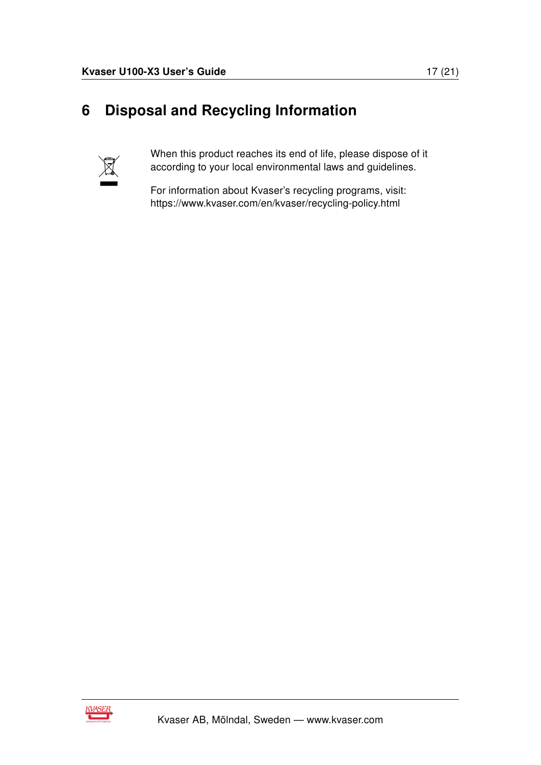# 6 Disposal and Recycling Information

When this product reaches its end of life, please dispose of it according to your local environmental laws and guidelines.

For information about Kvaser's recycling programs, visit: https://www.kvaser.com/en/kvaser/recycling-policy.html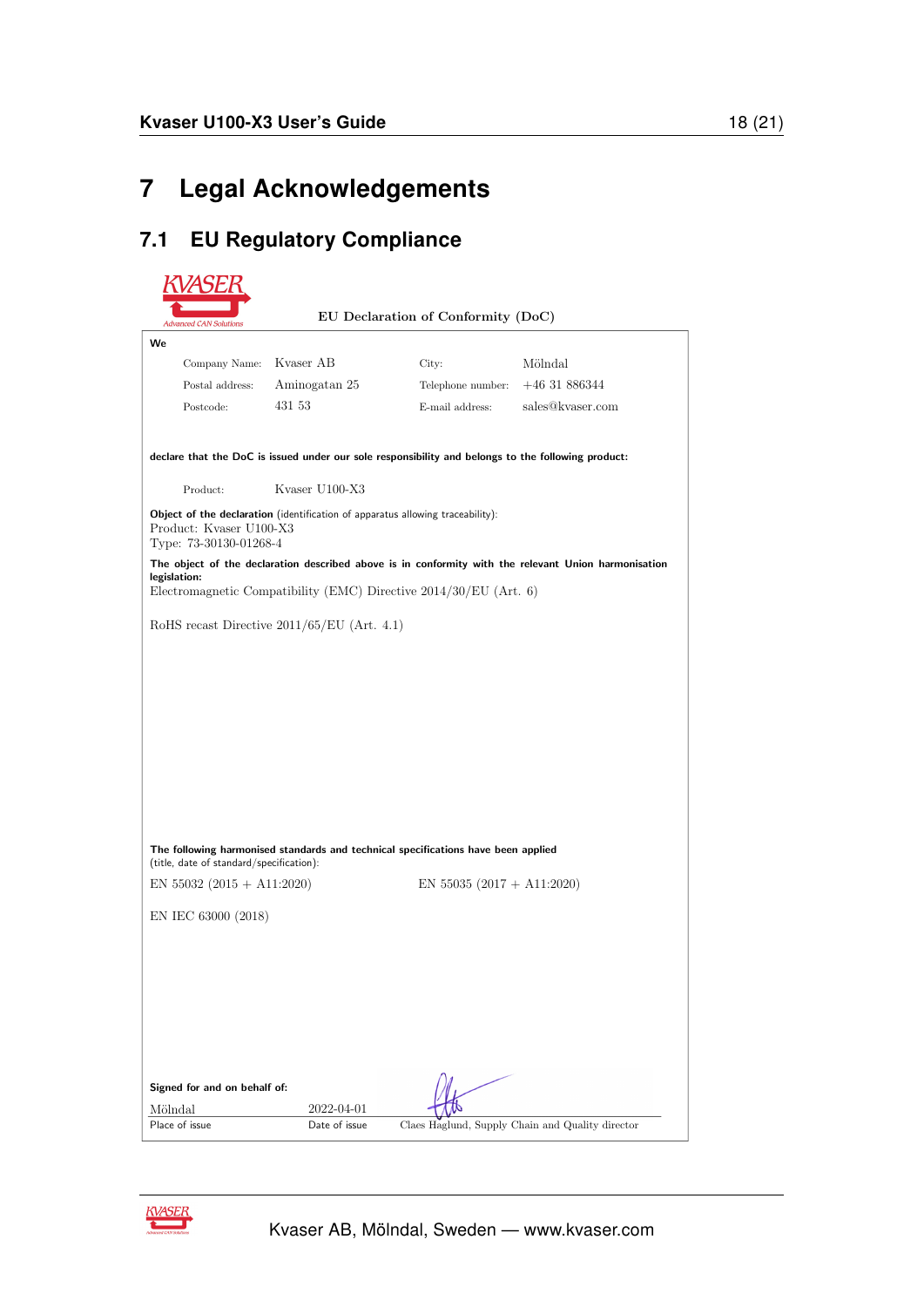# 7 Legal Acknowledgements

## 7.1 EU Regulatory Compliance

EU Declaration of Conformity (DoC)

**We**

| | | | |
|---|---|---|---|
| Company Name: | Kvaser AB | City: | Mölndal |
| Postal address: | Aminogatan 25 | Telephone number: | +46 31 886344 |
| Postcode: | 431 53 | E-mail address: | sales@kvaser.com |

**declare that the DoC is issued under our sole responsibility and belongs to the following product:**

Product: Kvaser U100-X3

**Object of the declaration** (identification of apparatus allowing traceability):
Product: Kvaser U100-X3
Type: 73-30130-01268-4

**The object of the declaration described above is in conformity with the relevant Union harmonisation legislation:**
Electromagnetic Compatibility (EMC) Directive 2014/30/EU (Art. 6)

RoHS recast Directive 2011/65/EU (Art. 4.1)

**The following harmonised standards and technical specifications have been applied** (title, date of standard/specification):

EN 55032 (2015 + A11:2020)

EN 55035 (2017 + A11:2020)

EN IEC 63000 (2018)

**Signed for and on behalf of:**

| Mölndal | 2022-04-01 | |
|---|---|---|
| Place of issue | Date of issue | Claes Haglund, Supply Chain and Quality director |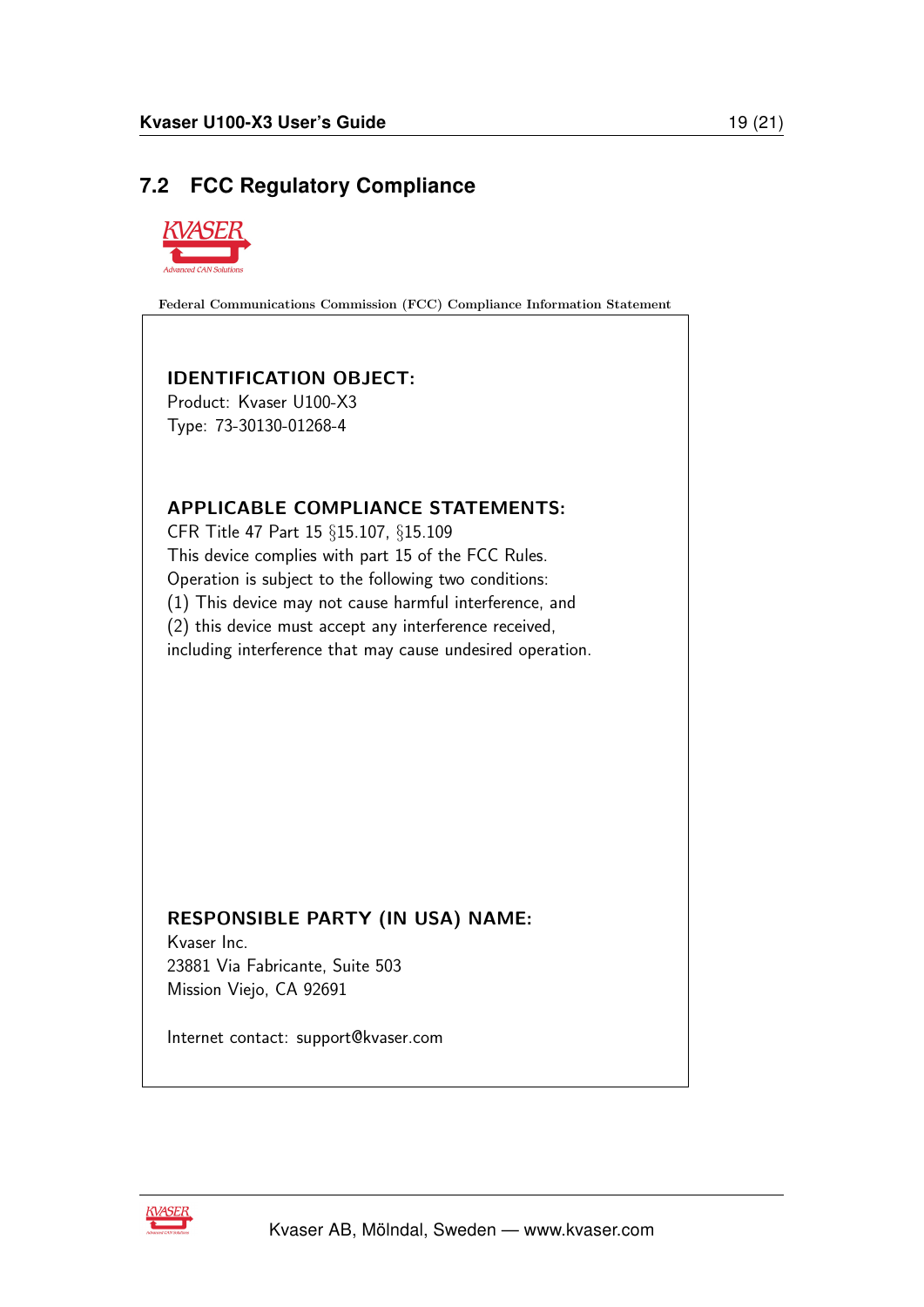## 7.2 FCC Regulatory Compliance

Federal Communications Commission (FCC) Compliance Information Statement

**IDENTIFICATION OBJECT:**
Product: Kvaser U100-X3
Type: 73-30130-01268-4

**APPLICABLE COMPLIANCE STATEMENTS:**
CFR Title 47 Part 15 §15.107, §15.109
This device complies with part 15 of the FCC Rules.
Operation is subject to the following two conditions:
(1) This device may not cause harmful interference, and
(2) this device must accept any interference received,
including interference that may cause undesired operation.

**RESPONSIBLE PARTY (IN USA) NAME:**
Kvaser Inc.
23881 Via Fabricante, Suite 503
Mission Viejo, CA 92691

Internet contact: support@kvaser.com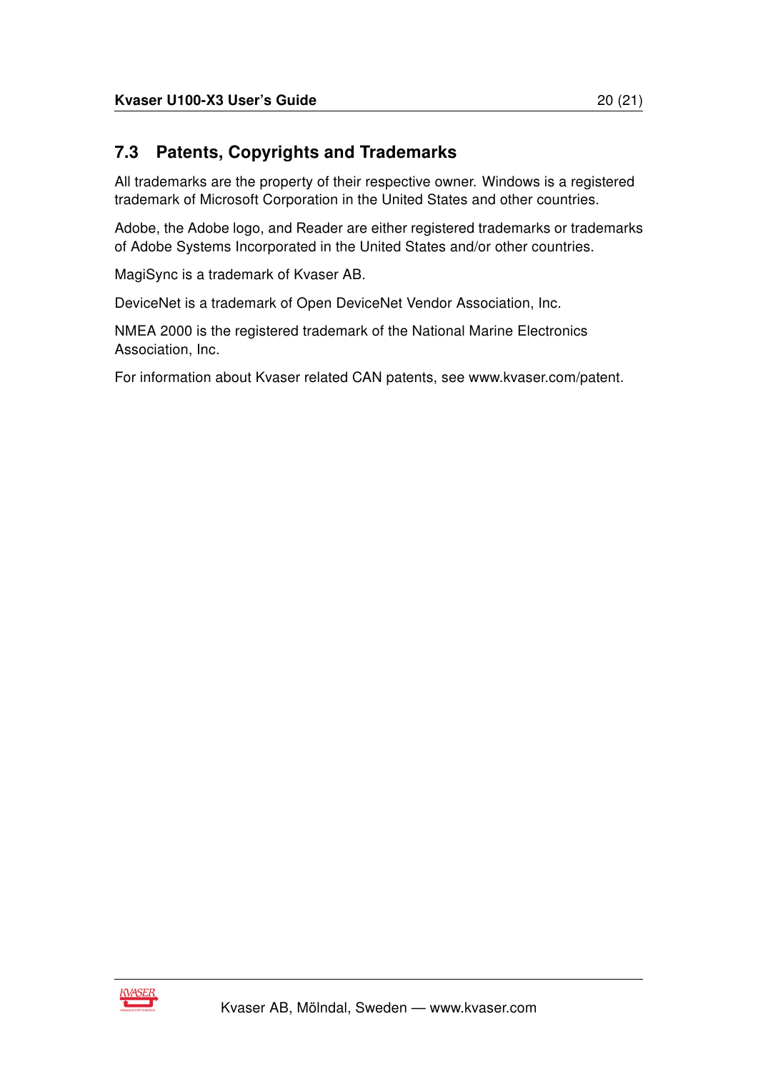## 7.3 Patents, Copyrights and Trademarks

All trademarks are the property of their respective owner. Windows is a registered trademark of Microsoft Corporation in the United States and other countries.

Adobe, the Adobe logo, and Reader are either registered trademarks or trademarks of Adobe Systems Incorporated in the United States and/or other countries.

MagiSync is a trademark of Kvaser AB.

DeviceNet is a trademark of Open DeviceNet Vendor Association, Inc.

NMEA 2000 is the registered trademark of the National Marine Electronics Association, Inc.

For information about Kvaser related CAN patents, see www.kvaser.com/patent.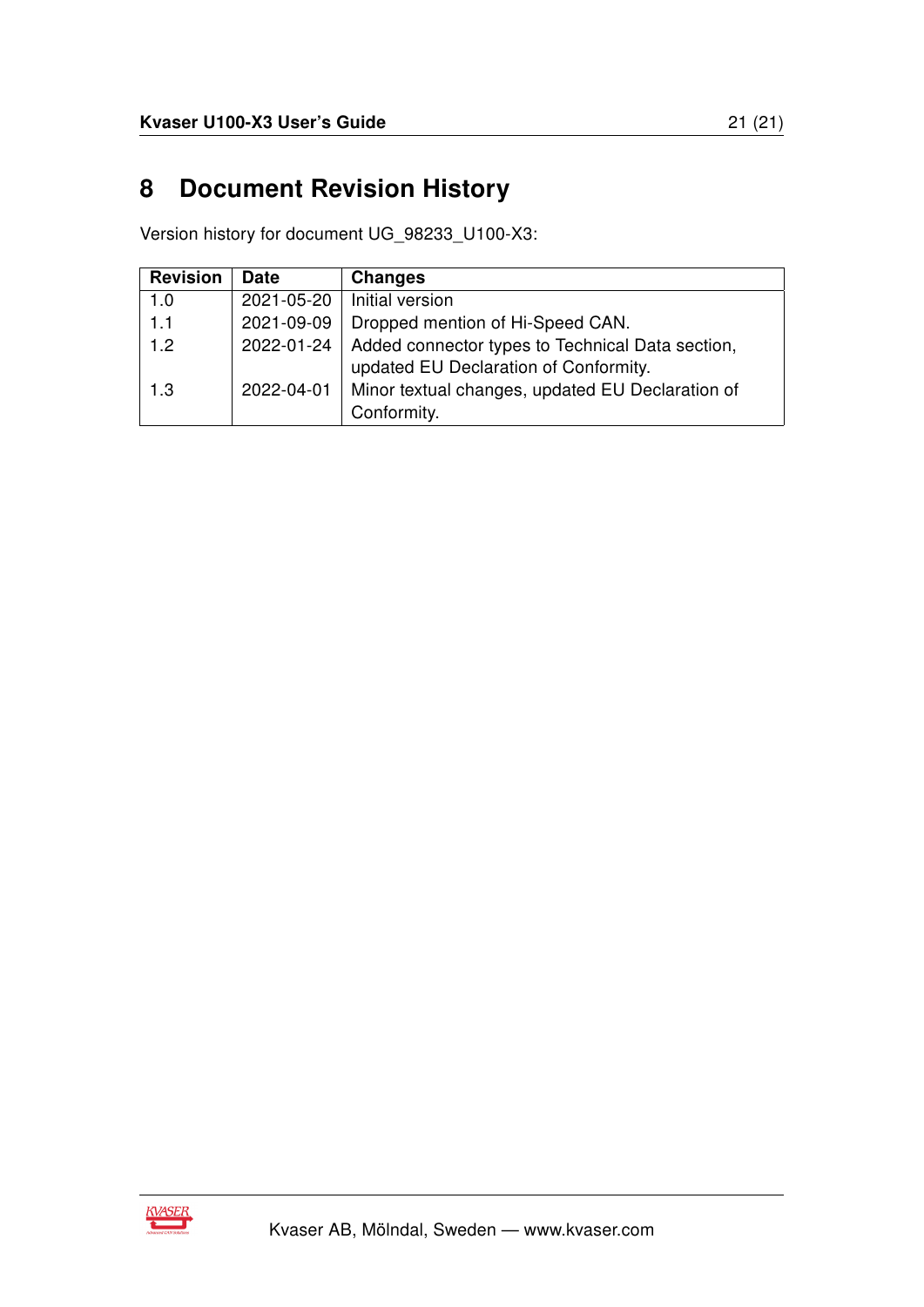# 8 Document Revision History

Version history for document UG_98233_U100-X3:

| Revision | Date | Changes |
|---|---|---|
| 1.0 | 2021-05-20 | Initial version |
| 1.1 | 2021-09-09 | Dropped mention of Hi-Speed CAN. |
| 1.2 | 2022-01-24 | Added connector types to Technical Data section, updated EU Declaration of Conformity. |
| 1.3 | 2022-04-01 | Minor textual changes, updated EU Declaration of Conformity. |